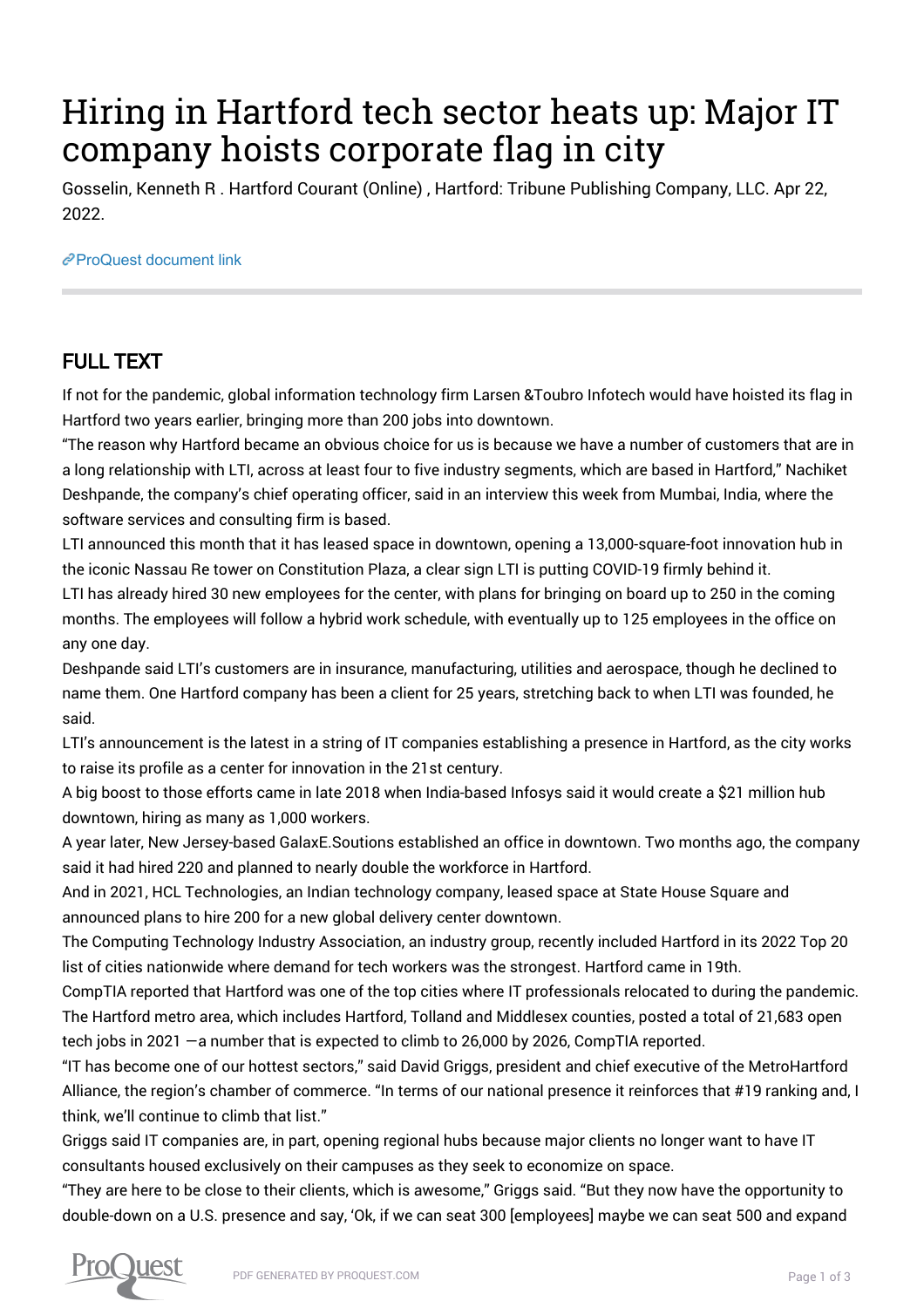# Hiring in Hartford tech sector heats up: Major IT company hoists corporate flag in city

Gosselin, Kenneth R . Hartford Courant (Online) , Hartford: Tribune Publishing Company, LLC. Apr 22, 2022.

ProQuest document link

## FULL TEXT

If not for the pandemic, global information technology firm Larsen &Toubro Infotech would have hoisted its flag in Hartford two years earlier, bringing more than 200 jobs into downtown.

"The reason why Hartford became an obvious choice for us is because we have a number of customers that are in a long relationship with LTI, across at least four to five industry segments, which are based in Hartford," Nachiket Deshpande, the company's chief operating officer, said in an interview this week from Mumbai, India, where the software services and consulting firm is based.

LTI announced this month that it has leased space in downtown, opening a 13,000-square-foot innovation hub in the iconic Nassau Re tower on Constitution Plaza, a clear sign LTI is putting COVID-19 firmly behind it.

LTI has already hired 30 new employees for the center, with plans for bringing on board up to 250 in the coming months. The employees will follow a hybrid work schedule, with eventually up to 125 employees in the office on any one day.

Deshpande said LTI's customers are in insurance, manufacturing, utilities and aerospace, though he declined to name them. One Hartford company has been a client for 25 years, stretching back to when LTI was founded, he said.

LTI's announcement is the latest in a string of IT companies establishing a presence in Hartford, as the city works to raise its profile as a center for innovation in the 21st century.

A big boost to those efforts came in late 2018 when India-based Infosys said it would create a $21 million hub downtown, hiring as many as 1,000 workers.

A year later, New Jersey-based GalaxE.Soutions established an office in downtown. Two months ago, the company said it had hired 220 and planned to nearly double the workforce in Hartford.

And in 2021, HCL Technologies, an Indian technology company, leased space at State House Square and announced plans to hire 200 for a new global delivery center downtown.

The Computing Technology Industry Association, an industry group, recently included Hartford in its 2022 Top 20 list of cities nationwide where demand for tech workers was the strongest. Hartford came in 19th.

CompTIA reported that Hartford was one of the top cities where IT professionals relocated to during the pandemic. The Hartford metro area, which includes Hartford, Tolland and Middlesex counties, posted a total of 21,683 open tech jobs in 2021 —a number that is expected to climb to 26,000 by 2026, CompTIA reported.

"IT has become one of our hottest sectors," said David Griggs, president and chief executive of the MetroHartford Alliance, the region's chamber of commerce. "In terms of our national presence it reinforces that #19 ranking and, I think, we'll continue to climb that list."

Griggs said IT companies are, in part, opening regional hubs because major clients no longer want to have IT consultants housed exclusively on their campuses as they seek to economize on space.

"They are here to be close to their clients, which is awesome," Griggs said. "But they now have the opportunity to double-down on a U.S. presence and say, 'Ok, if we can seat 300 [employees] maybe we can seat 500 and expand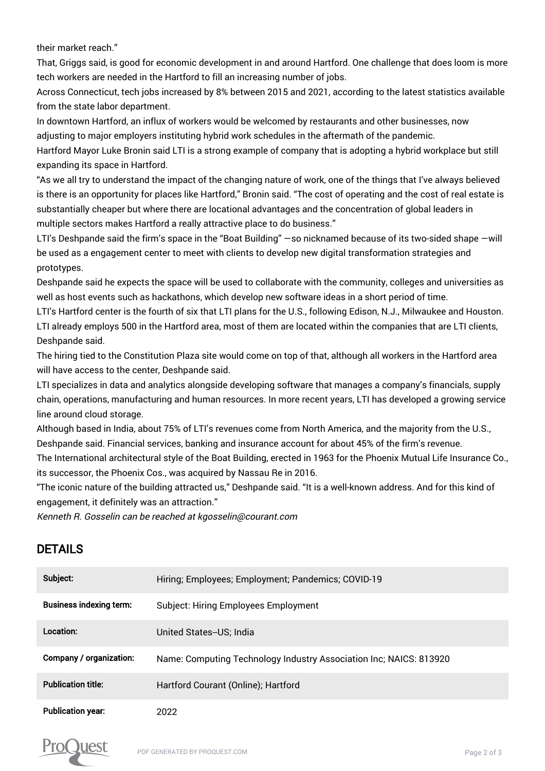their market reach."

That, Griggs said, is good for economic development in and around Hartford. One challenge that does loom is more tech workers are needed in the Hartford to fill an increasing number of jobs.

Across Connecticut, tech jobs increased by 8% between 2015 and 2021, according to the latest statistics available from the state labor department.

In downtown Hartford, an influx of workers would be welcomed by restaurants and other businesses, now adjusting to major employers instituting hybrid work schedules in the aftermath of the pandemic.

Hartford Mayor Luke Bronin said LTI is a strong example of company that is adopting a hybrid workplace but still expanding its space in Hartford.

"As we all try to understand the impact of the changing nature of work, one of the things that I've always believed is there is an opportunity for places like Hartford," Bronin said. "The cost of operating and the cost of real estate is substantially cheaper but where there are locational advantages and the concentration of global leaders in multiple sectors makes Hartford a really attractive place to do business."

LTI's Deshpande said the firm's space in the "Boat Building" —so nicknamed because of its two-sided shape —will be used as a engagement center to meet with clients to develop new digital transformation strategies and prototypes.

Deshpande said he expects the space will be used to collaborate with the community, colleges and universities as well as host events such as hackathons, which develop new software ideas in a short period of time.

LTI's Hartford center is the fourth of six that LTI plans for the U.S., following Edison, N.J., Milwaukee and Houston.

LTI already employs 500 in the Hartford area, most of them are located within the companies that are LTI clients, Deshpande said.

The hiring tied to the Constitution Plaza site would come on top of that, although all workers in the Hartford area will have access to the center, Deshpande said.

LTI specializes in data and analytics alongside developing software that manages a company's financials, supply chain, operations, manufacturing and human resources. In more recent years, LTI has developed a growing service line around cloud storage.

Although based in India, about 75% of LTI's revenues come from North America, and the majority from the U.S., Deshpande said. Financial services, banking and insurance account for about 45% of the firm's revenue.

The International architectural style of the Boat Building, erected in 1963 for the Phoenix Mutual Life Insurance Co., its successor, the Phoenix Cos., was acquired by Nassau Re in 2016.

"The iconic nature of the building attracted us," Deshpande said. "It is a well-known address. And for this kind of engagement, it definitely was an attraction."

*Kenneth R. Gosselin can be reached at kgosselin@courant.com*

## DETAILS

| | |
|---|---|
| **Subject:** | Hiring; Employees; Employment; Pandemics; COVID-19 |
| **Business indexing term:** | Subject: Hiring Employees Employment |
| **Location:** | United States--US; India |
| **Company / organization:** | Name: Computing Technology Industry Association Inc; NAICS: 813920 |
| **Publication title:** | Hartford Courant (Online); Hartford |
| **Publication year:** | 2022 |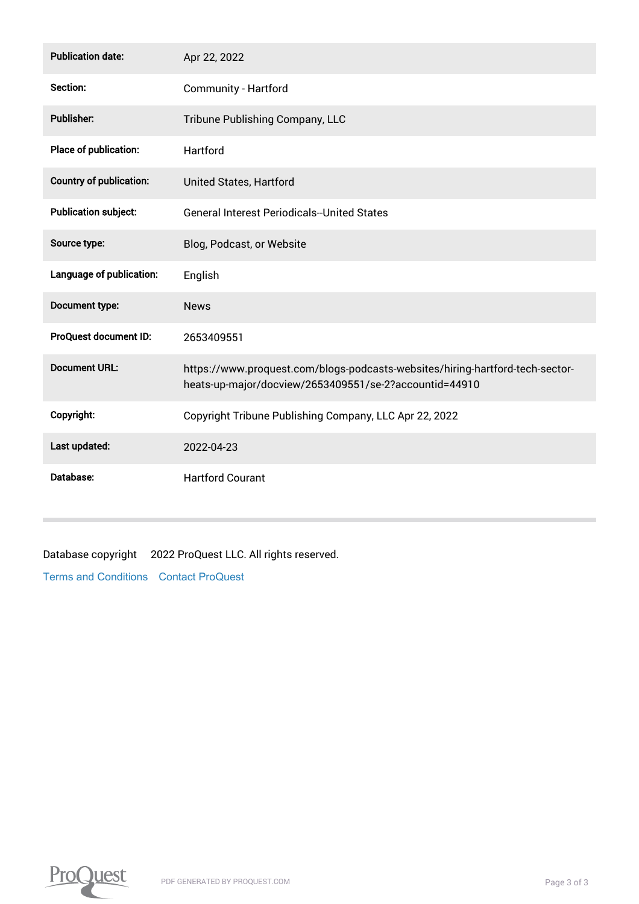| | |
|---|---|
| **Publication date:** | Apr 22, 2022 |
| **Section:** | Community - Hartford |
| **Publisher:** | Tribune Publishing Company, LLC |
| **Place of publication:** | Hartford |
| **Country of publication:** | United States, Hartford |
| **Publication subject:** | General Interest Periodicals--United States |
| **Source type:** | Blog, Podcast, or Website |
| **Language of publication:** | English |
| **Document type:** | News |
| **ProQuest document ID:** | 2653409551 |
| **Document URL:** | https://www.proquest.com/blogs-podcasts-websites/hiring-hartford-tech-sector-heats-up-major/docview/2653409551/se-2?accountid=44910 |
| **Copyright:** | Copyright Tribune Publishing Company, LLC Apr 22, 2022 |
| **Last updated:** | 2022-04-23 |
| **Database:** | Hartford Courant |

Database copyright 2022 ProQuest LLC. All rights reserved.

Terms and Conditions Contact ProQuest